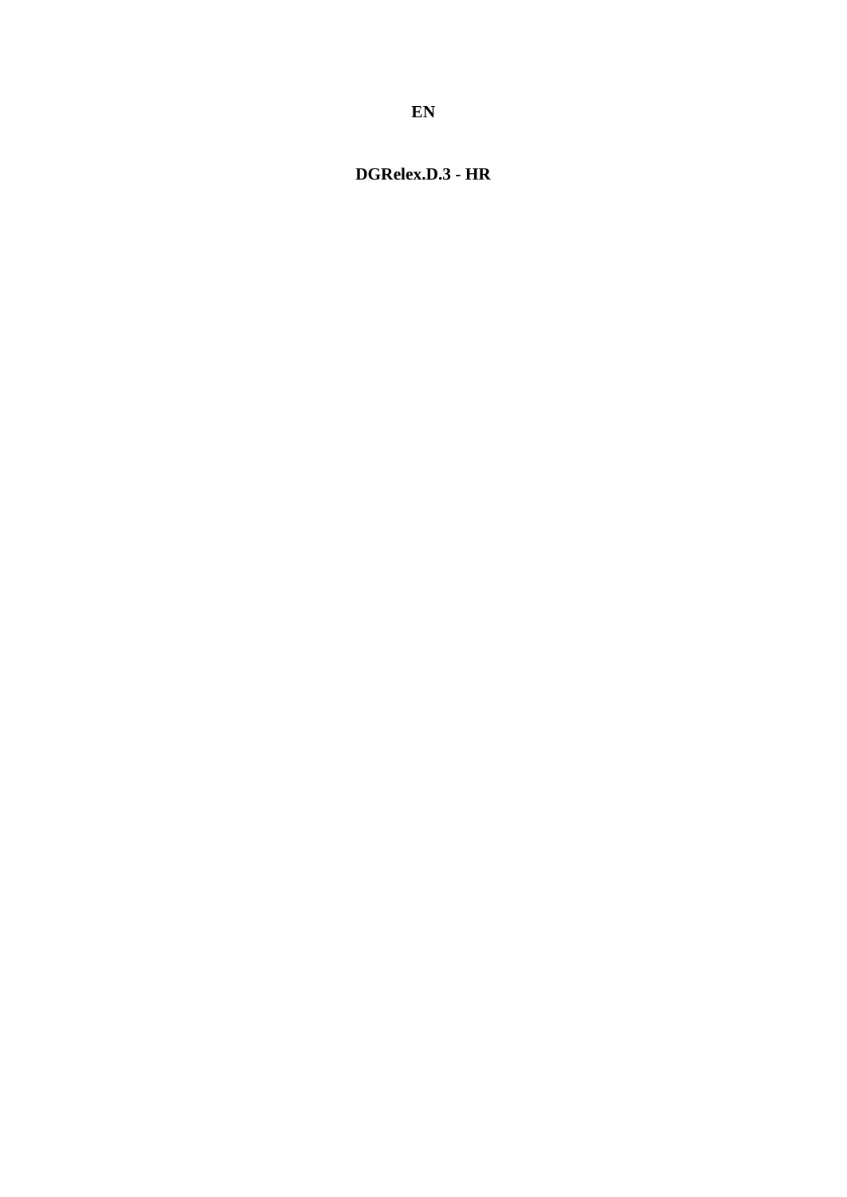**EN**

**DGRelex.D.3 - HR**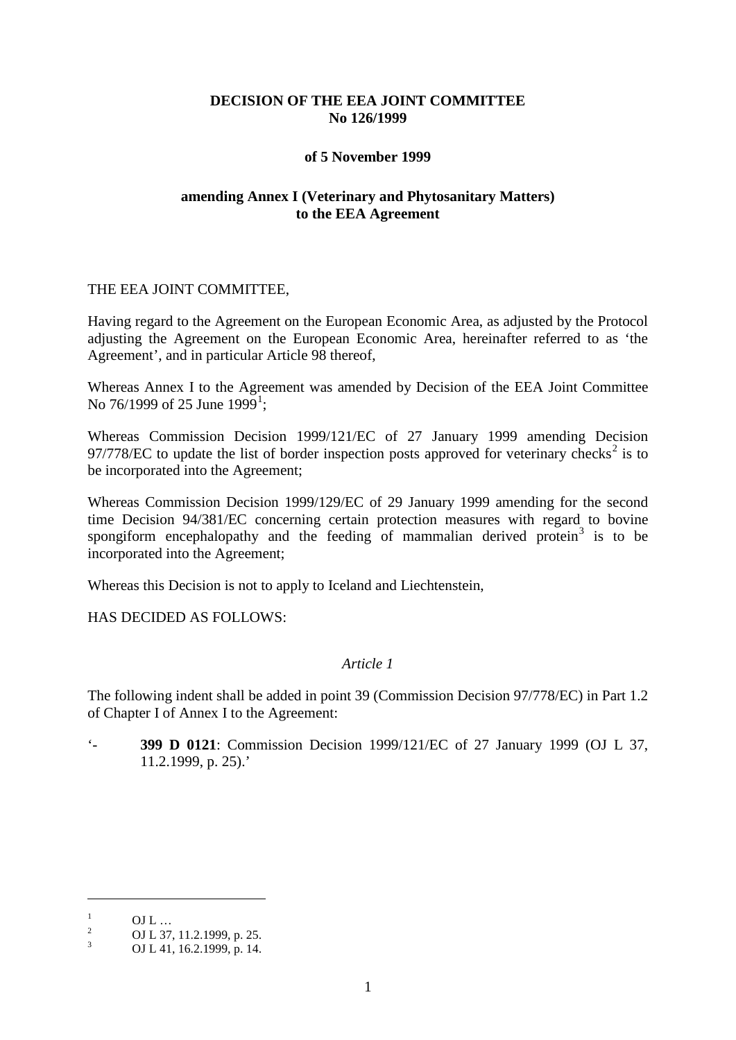**DECISION OF THE EEA JOINT COMMITTEE**
**No 126/1999**

**of 5 November 1999**

**amending Annex I (Veterinary and Phytosanitary Matters) to the EEA Agreement**

THE EEA JOINT COMMITTEE,

Having regard to the Agreement on the European Economic Area, as adjusted by the Protocol adjusting the Agreement on the European Economic Area, hereinafter referred to as 'the Agreement', and in particular Article 98 thereof,

Whereas Annex I to the Agreement was amended by Decision of the EEA Joint Committee No 76/1999 of 25 June 1999[1];

Whereas Commission Decision 1999/121/EC of 27 January 1999 amending Decision 97/778/EC to update the list of border inspection posts approved for veterinary checks[2] is to be incorporated into the Agreement;

Whereas Commission Decision 1999/129/EC of 29 January 1999 amending for the second time Decision 94/381/EC concerning certain protection measures with regard to bovine spongiform encephalopathy and the feeding of mammalian derived protein[3] is to be incorporated into the Agreement;

Whereas this Decision is not to apply to Iceland and Liechtenstein,

HAS DECIDED AS FOLLOWS:

*Article 1*

The following indent shall be added in point 39 (Commission Decision 97/778/EC) in Part 1.2 of Chapter I of Annex I to the Agreement:

'- **399 D 0121**: Commission Decision 1999/121/EC of 27 January 1999 (OJ L 37, 11.2.1999, p. 25).'

---

[1] OJ L …

[2] OJ L 37, 11.2.1999, p. 25.

[3] OJ L 41, 16.2.1999, p. 14.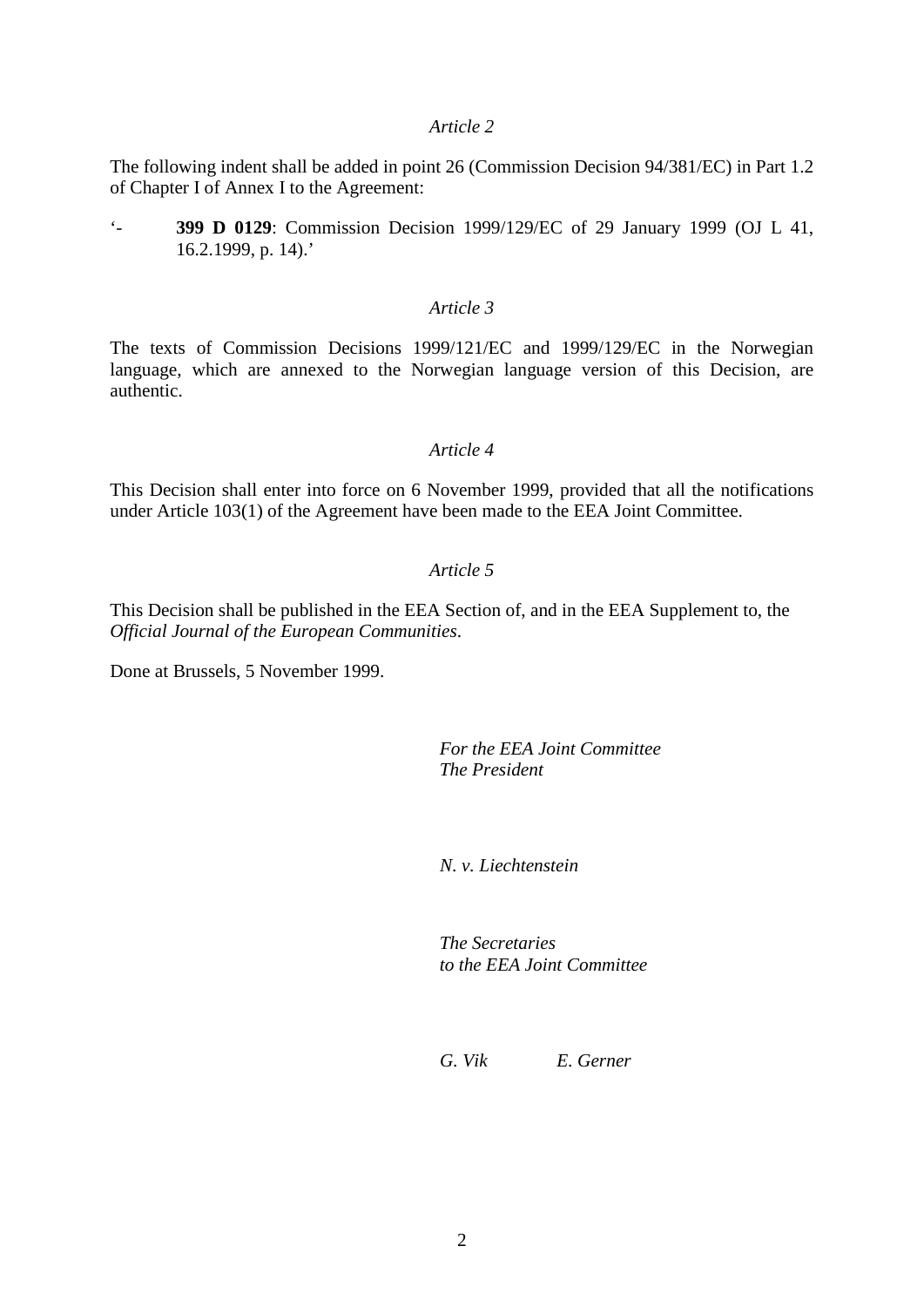*Article 2*

The following indent shall be added in point 26 (Commission Decision 94/381/EC) in Part 1.2 of Chapter I of Annex I to the Agreement:

'- **399 D 0129**: Commission Decision 1999/129/EC of 29 January 1999 (OJ L 41, 16.2.1999, p. 14).'

*Article 3*

The texts of Commission Decisions 1999/121/EC and 1999/129/EC in the Norwegian language, which are annexed to the Norwegian language version of this Decision, are authentic.

*Article 4*

This Decision shall enter into force on 6 November 1999, provided that all the notifications under Article 103(1) of the Agreement have been made to the EEA Joint Committee.

*Article 5*

This Decision shall be published in the EEA Section of, and in the EEA Supplement to, the *Official Journal of the European Communities*.

Done at Brussels, 5 November 1999.

*For the EEA Joint Committee*
*The President*

*N. v. Liechtenstein*

*The Secretaries*
*to the EEA Joint Committee*

*G. Vik* *E. Gerner*